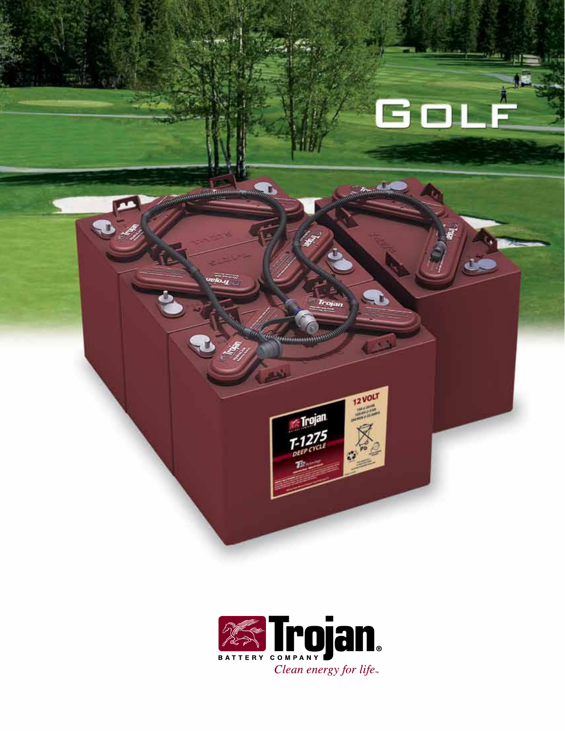# GOLF

**Trojan**

BATTERY COMPANY

*Clean energy for life*™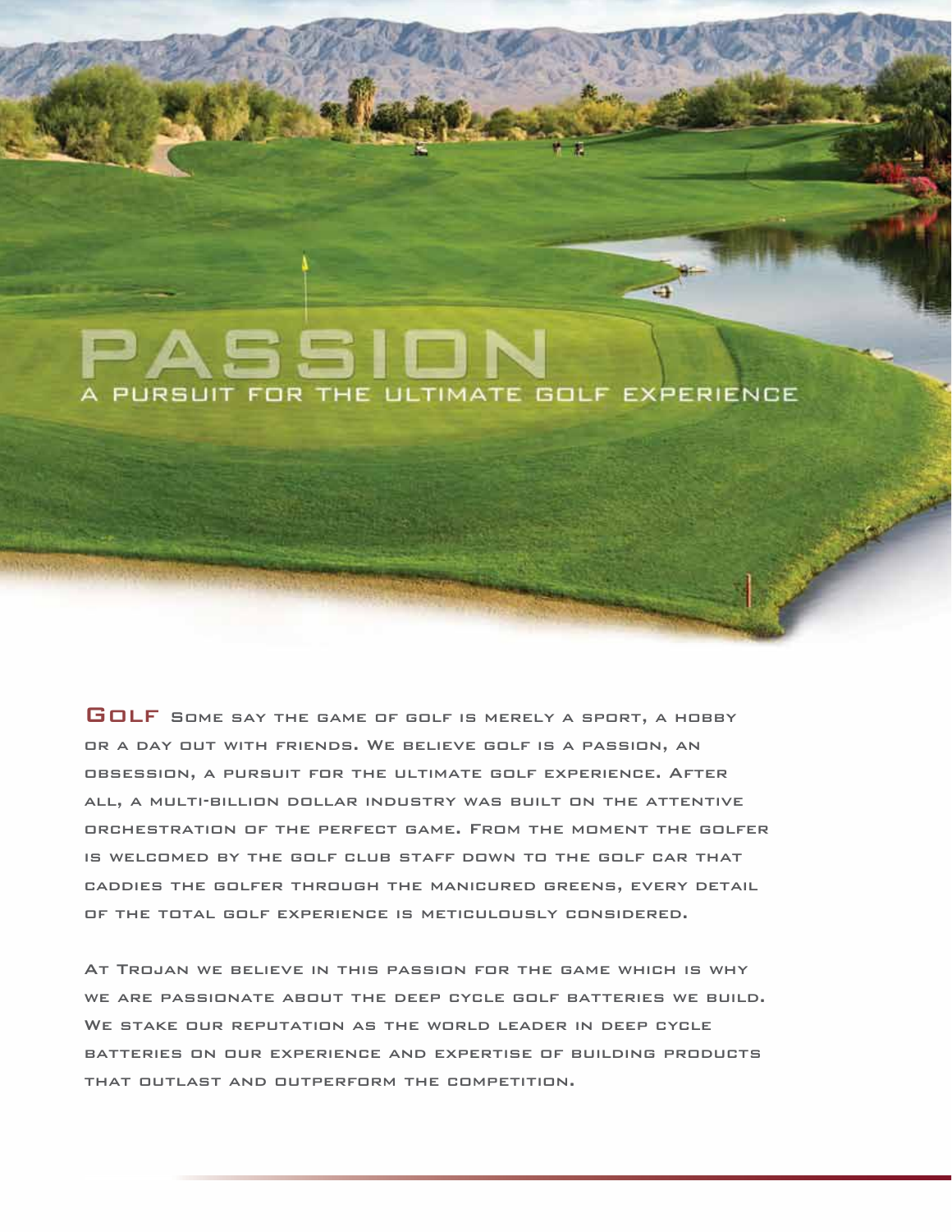# PASSION

## A PURSUIT FOR THE ULTIMATE GOLF EXPERIENCE

**GOLF** Some say the game of golf is merely a sport, a hobby or a day out with friends. We believe golf is a passion, an obsession, a pursuit for the ultimate golf experience. After all, a multi-billion dollar industry was built on the attentive orchestration of the perfect game. From the moment the golfer is welcomed by the golf club staff down to the golf car that caddies the golfer through the manicured greens, every detail of the total golf experience is meticulously considered.

At Trojan we believe in this passion for the game which is why we are passionate about the deep cycle golf batteries we build. We stake our reputation as the world leader in deep cycle batteries on our experience and expertise of building products that outlast and outperform the competition.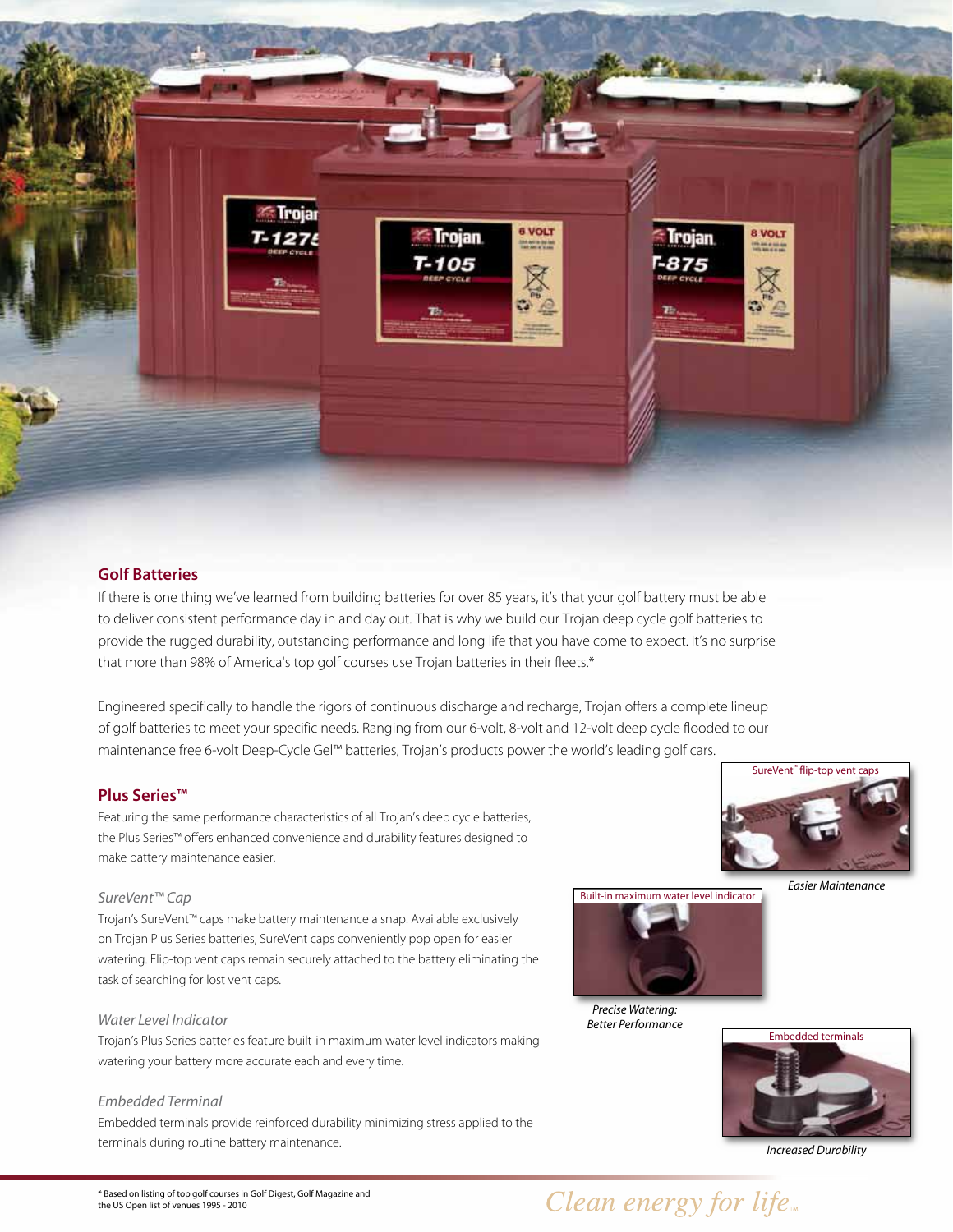## Golf Batteries

If there is one thing we've learned from building batteries for over 85 years, it's that your golf battery must be able to deliver consistent performance day in and day out. That is why we build our Trojan deep cycle golf batteries to provide the rugged durability, outstanding performance and long life that you have come to expect. It's no surprise that more than 98% of America's top golf courses use Trojan batteries in their fleets.*

Engineered specifically to handle the rigors of continuous discharge and recharge, Trojan offers a complete lineup of golf batteries to meet your specific needs. Ranging from our 6-volt, 8-volt and 12-volt deep cycle flooded to our maintenance free 6-volt Deep-Cycle Gel™ batteries, Trojan's products power the world's leading golf cars.

## Plus Series™

Featuring the same performance characteristics of all Trojan's deep cycle batteries, the Plus Series™ offers enhanced convenience and durability features designed to make battery maintenance easier.

### *SureVent™ Cap*

Trojan's SureVent™ caps make battery maintenance a snap. Available exclusively on Trojan Plus Series batteries, SureVent caps conveniently pop open for easier watering. Flip-top vent caps remain securely attached to the battery eliminating the task of searching for lost vent caps.

### *Water Level Indicator*

Trojan's Plus Series batteries feature built-in maximum water level indicators making watering your battery more accurate each and every time.

### *Embedded Terminal*

Embedded terminals provide reinforced durability minimizing stress applied to the terminals during routine battery maintenance.

SureVent™ flip-top vent caps

*Easier Maintenance*

Built-in maximum water level indicator

*Precise Watering: Better Performance*

Embedded terminals

*Increased Durability*

\* Based on listing of top golf courses in Golf Digest, Golf Magazine and the US Open list of venues 1995 - 2010

*Clean energy for life*™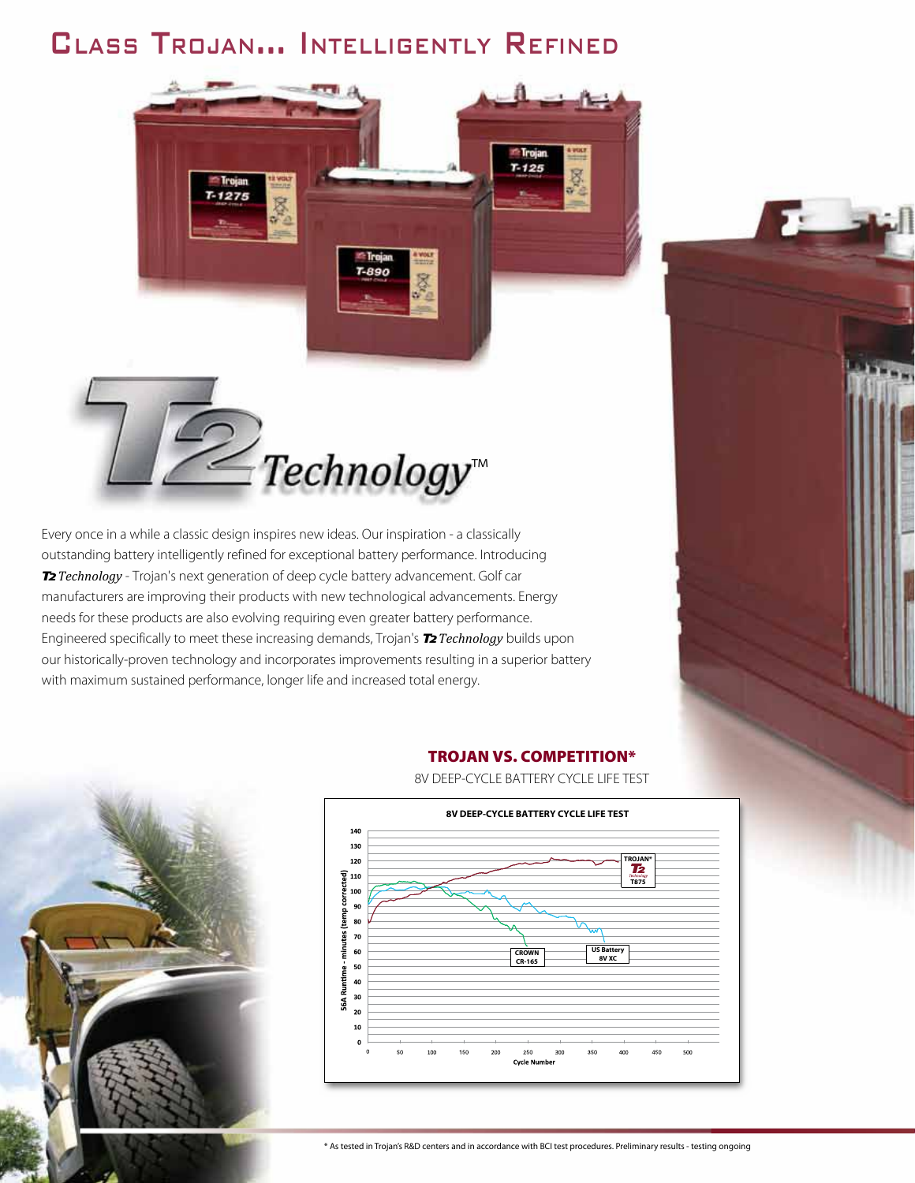# Class Trojan... Intelligently Refined

**T2 Technology**™

Every once in a while a classic design inspires new ideas. Our inspiration - a classically outstanding battery intelligently refined for exceptional battery performance. Introducing ***T2** Technology* - Trojan's next generation of deep cycle battery advancement. Golf car manufacturers are improving their products with new technological advancements. Energy needs for these products are also evolving requiring even greater battery performance. Engineered specifically to meet these increasing demands, Trojan's ***T2** Technology* builds upon our historically-proven technology and incorporates improvements resulting in a superior battery with maximum sustained performance, longer life and increased total energy.

## TROJAN VS. COMPETITION*

8V DEEP-CYCLE BATTERY CYCLE LIFE TEST

\* As tested in Trojan's R&D centers and in accordance with BCI test procedures. Preliminary results - testing ongoing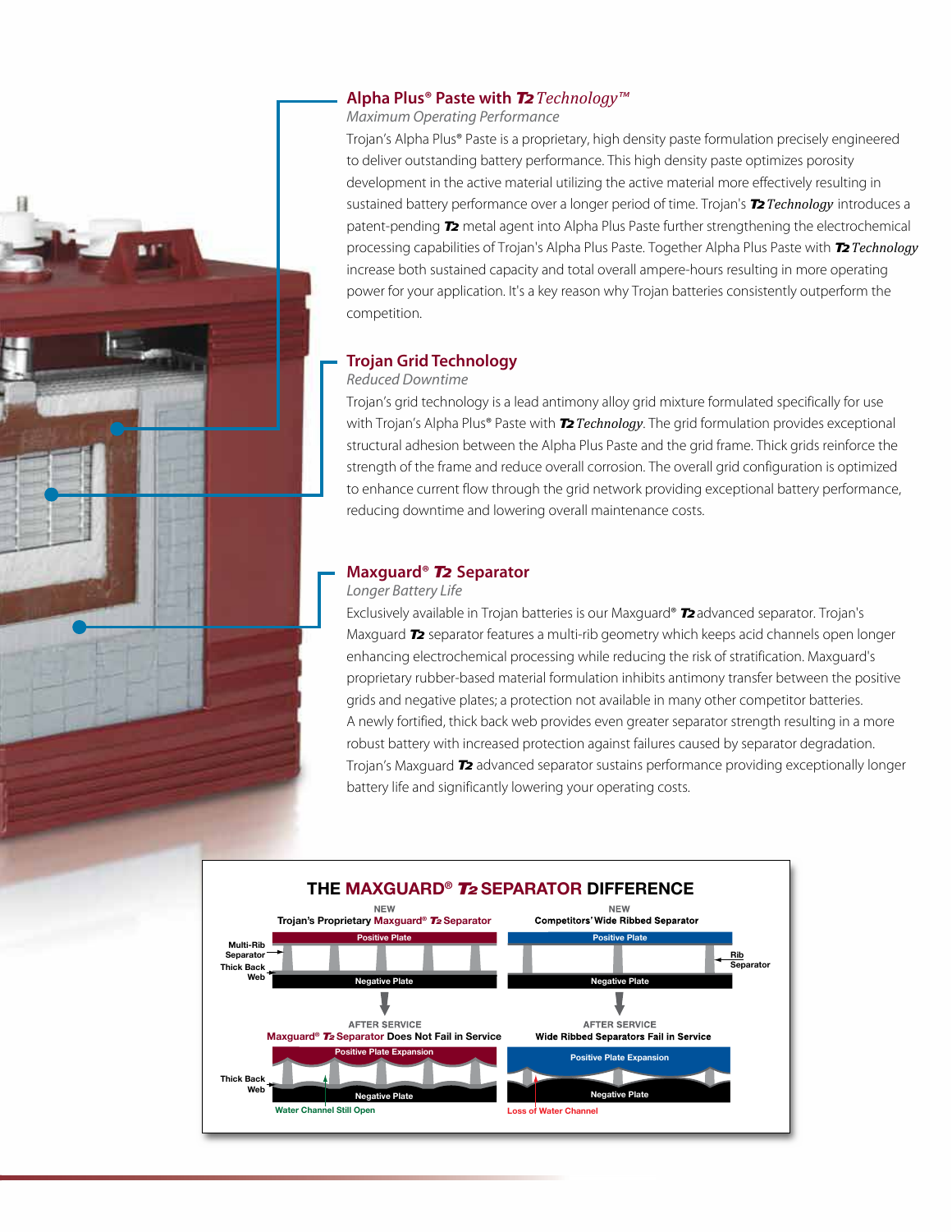## Alpha Plus® Paste with *T2 Technology™*

*Maximum Operating Performance*

Trojan's Alpha Plus® Paste is a proprietary, high density paste formulation precisely engineered to deliver outstanding battery performance. This high density paste optimizes porosity development in the active material utilizing the active material more effectively resulting in sustained battery performance over a longer period of time. Trojan's ***T2** Technology* introduces a patent-pending ***T2*** metal agent into Alpha Plus Paste further strengthening the electrochemical processing capabilities of Trojan's Alpha Plus Paste. Together Alpha Plus Paste with ***T2** Technology* increase both sustained capacity and total overall ampere-hours resulting in more operating power for your application. It's a key reason why Trojan batteries consistently outperform the competition.

## Trojan Grid Technology

*Reduced Downtime*

Trojan's grid technology is a lead antimony alloy grid mixture formulated specifically for use with Trojan's Alpha Plus® Paste with ***T2** Technology*. The grid formulation provides exceptional structural adhesion between the Alpha Plus Paste and the grid frame. Thick grids reinforce the strength of the frame and reduce overall corrosion. The overall grid configuration is optimized to enhance current flow through the grid network providing exceptional battery performance, reducing downtime and lowering overall maintenance costs.

## Maxguard® *T2* Separator

*Longer Battery Life*

Exclusively available in Trojan batteries is our Maxguard® ***T2*** advanced separator. Trojan's Maxguard ***T2*** separator features a multi-rib geometry which keeps acid channels open longer enhancing electrochemical processing while reducing the risk of stratification. Maxguard's proprietary rubber-based material formulation inhibits antimony transfer between the positive grids and negative plates; a protection not available in many other competitor batteries. A newly fortified, thick back web provides even greater separator strength resulting in a more robust battery with increased protection against failures caused by separator degradation. Trojan's Maxguard ***T2*** advanced separator sustains performance providing exceptionally longer battery life and significantly lowering your operating costs.

### THE MAXGUARD® *T2* SEPARATOR DIFFERENCE

| NEW<br>Trojan's Proprietary Maxguard® T2 Separator | NEW<br>Competitors' Wide Ribbed Separator |
|---|---|
| Positive Plate / Multi-Rib Separator / Thick Back Web / Negative Plate | Positive Plate / Rib Separator / Negative Plate |
| AFTER SERVICE<br>Maxguard® T2 Separator Does Not Fail in Service | AFTER SERVICE<br>Wide Ribbed Separators Fail in Service |
| Positive Plate Expansion / Thick Back Web / Negative Plate<br>Water Channel Still Open | Positive Plate Expansion / Negative Plate<br>Loss of Water Channel |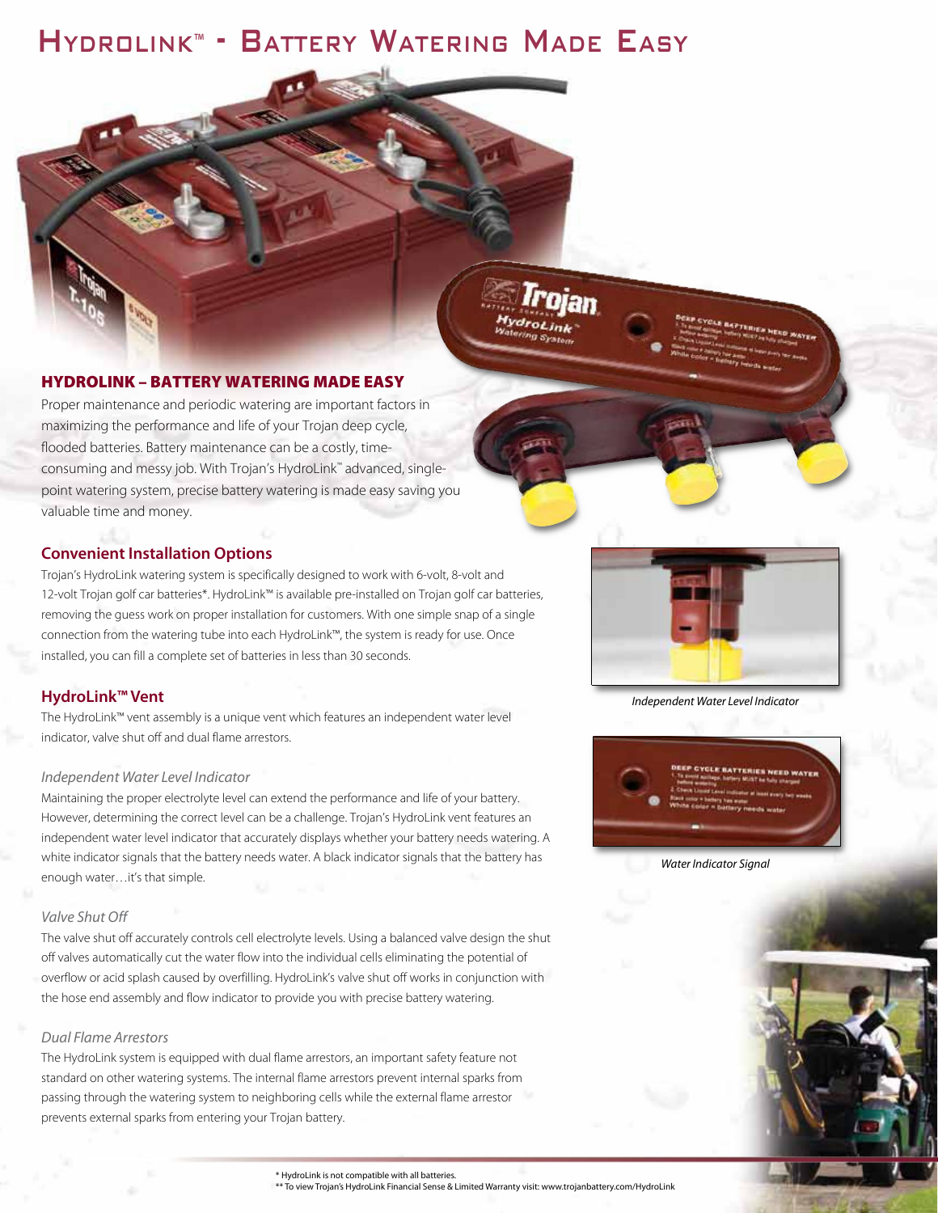# HydroLink™ - Battery Watering Made Easy

## HYDROLINK – BATTERY WATERING MADE EASY

Proper maintenance and periodic watering are important factors in maximizing the performance and life of your Trojan deep cycle, flooded batteries. Battery maintenance can be a costly, time-consuming and messy job. With Trojan's HydroLink™ advanced, single-point watering system, precise battery watering is made easy saving you valuable time and money.

### Convenient Installation Options

Trojan's HydroLink watering system is specifically designed to work with 6-volt, 8-volt and 12-volt Trojan golf car batteries*. HydroLink™ is available pre-installed on Trojan golf car batteries, removing the guess work on proper installation for customers. With one simple snap of a single connection from the watering tube into each HydroLink™, the system is ready for use. Once installed, you can fill a complete set of batteries in less than 30 seconds.

### HydroLink™ Vent

The HydroLink™ vent assembly is a unique vent which features an independent water level indicator, valve shut off and dual flame arrestors.

#### *Independent Water Level Indicator*

Maintaining the proper electrolyte level can extend the performance and life of your battery. However, determining the correct level can be a challenge. Trojan's HydroLink vent features an independent water level indicator that accurately displays whether your battery needs watering. A white indicator signals that the battery needs water. A black indicator signals that the battery has enough water…it's that simple.

*Independent Water Level Indicator*

*Water Indicator Signal*

#### *Valve Shut Off*

The valve shut off accurately controls cell electrolyte levels. Using a balanced valve design the shut off valves automatically cut the water flow into the individual cells eliminating the potential of overflow or acid splash caused by overfilling. HydroLink's valve shut off works in conjunction with the hose end assembly and flow indicator to provide you with precise battery watering.

#### *Dual Flame Arrestors*

The HydroLink system is equipped with dual flame arrestors, an important safety feature not standard on other watering systems. The internal flame arrestors prevent internal sparks from passing through the watering system to neighboring cells while the external flame arrestor prevents external sparks from entering your Trojan battery.

\* HydroLink is not compatible with all batteries.
\*\* To view Trojan's HydroLink Financial Sense & Limited Warranty visit: www.trojanbattery.com/HydroLink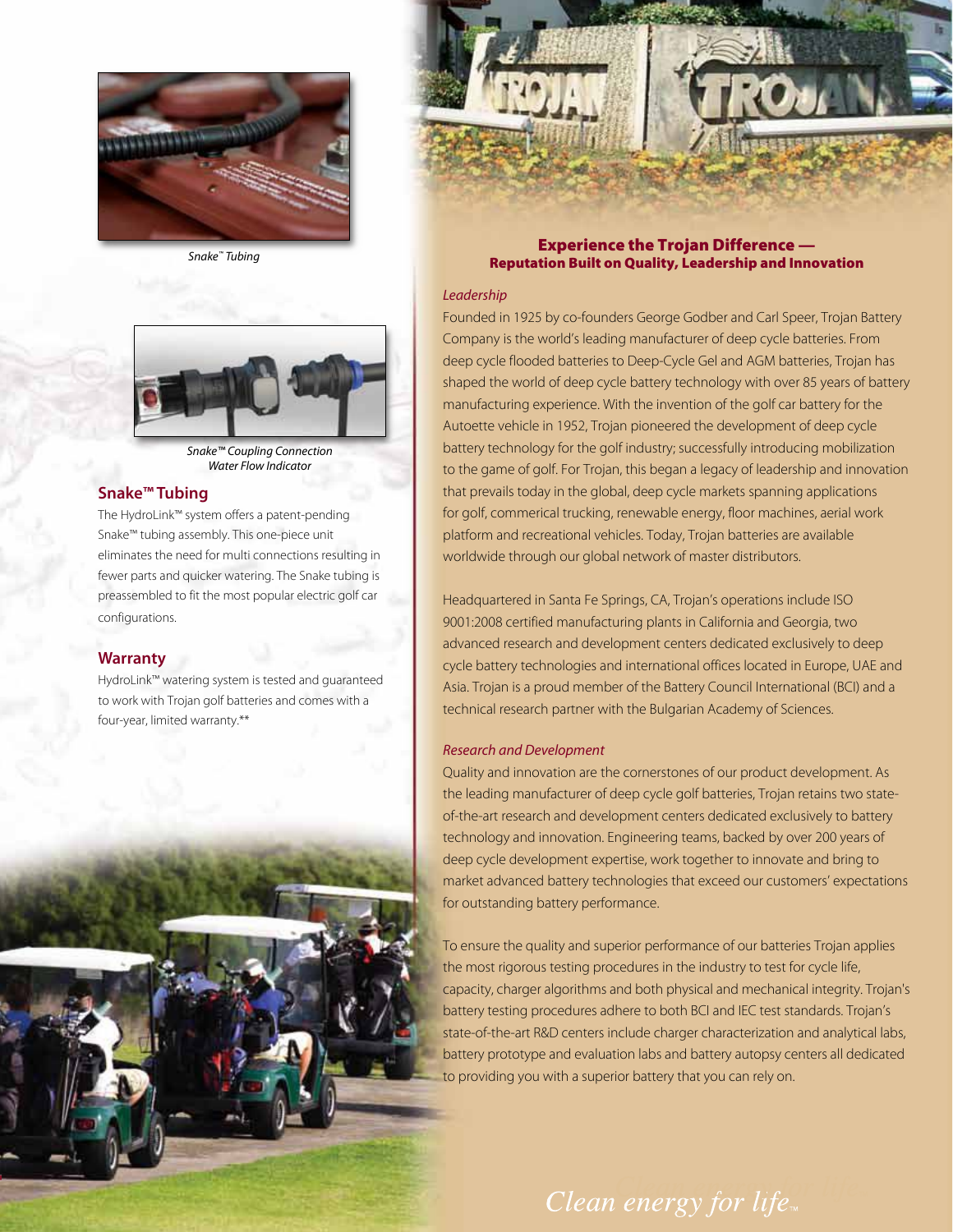*Snake™ Tubing*

*Snake™ Coupling Connection*
*Water Flow Indicator*

## Snake™ Tubing

The HydroLink™ system offers a patent-pending Snake™ tubing assembly. This one-piece unit eliminates the need for multi connections resulting in fewer parts and quicker watering. The Snake tubing is preassembled to fit the most popular electric golf car configurations.

## Warranty

HydroLink™ watering system is tested and guaranteed to work with Trojan golf batteries and comes with a four-year, limited warranty.**

## Experience the Trojan Difference — Reputation Built on Quality, Leadership and Innovation

### *Leadership*

Founded in 1925 by co-founders George Godber and Carl Speer, Trojan Battery Company is the world's leading manufacturer of deep cycle batteries. From deep cycle flooded batteries to Deep-Cycle Gel and AGM batteries, Trojan has shaped the world of deep cycle battery technology with over 85 years of battery manufacturing experience. With the invention of the golf car battery for the Autoette vehicle in 1952, Trojan pioneered the development of deep cycle battery technology for the golf industry; successfully introducing mobilization to the game of golf. For Trojan, this began a legacy of leadership and innovation that prevails today in the global, deep cycle markets spanning applications for golf, commerical trucking, renewable energy, floor machines, aerial work platform and recreational vehicles. Today, Trojan batteries are available worldwide through our global network of master distributors.

Headquartered in Santa Fe Springs, CA, Trojan's operations include ISO 9001:2008 certified manufacturing plants in California and Georgia, two advanced research and development centers dedicated exclusively to deep cycle battery technologies and international offices located in Europe, UAE and Asia. Trojan is a proud member of the Battery Council International (BCI) and a technical research partner with the Bulgarian Academy of Sciences.

### *Research and Development*

Quality and innovation are the cornerstones of our product development. As the leading manufacturer of deep cycle golf batteries, Trojan retains two state-of-the-art research and development centers dedicated exclusively to battery technology and innovation. Engineering teams, backed by over 200 years of deep cycle development expertise, work together to innovate and bring to market advanced battery technologies that exceed our customers' expectations for outstanding battery performance.

To ensure the quality and superior performance of our batteries Trojan applies the most rigorous testing procedures in the industry to test for cycle life, capacity, charger algorithms and both physical and mechanical integrity. Trojan's battery testing procedures adhere to both BCI and IEC test standards. Trojan's state-of-the-art R&D centers include charger characterization and analytical labs, battery prototype and evaluation labs and battery autopsy centers all dedicated to providing you with a superior battery that you can rely on.

*Clean energy for life*™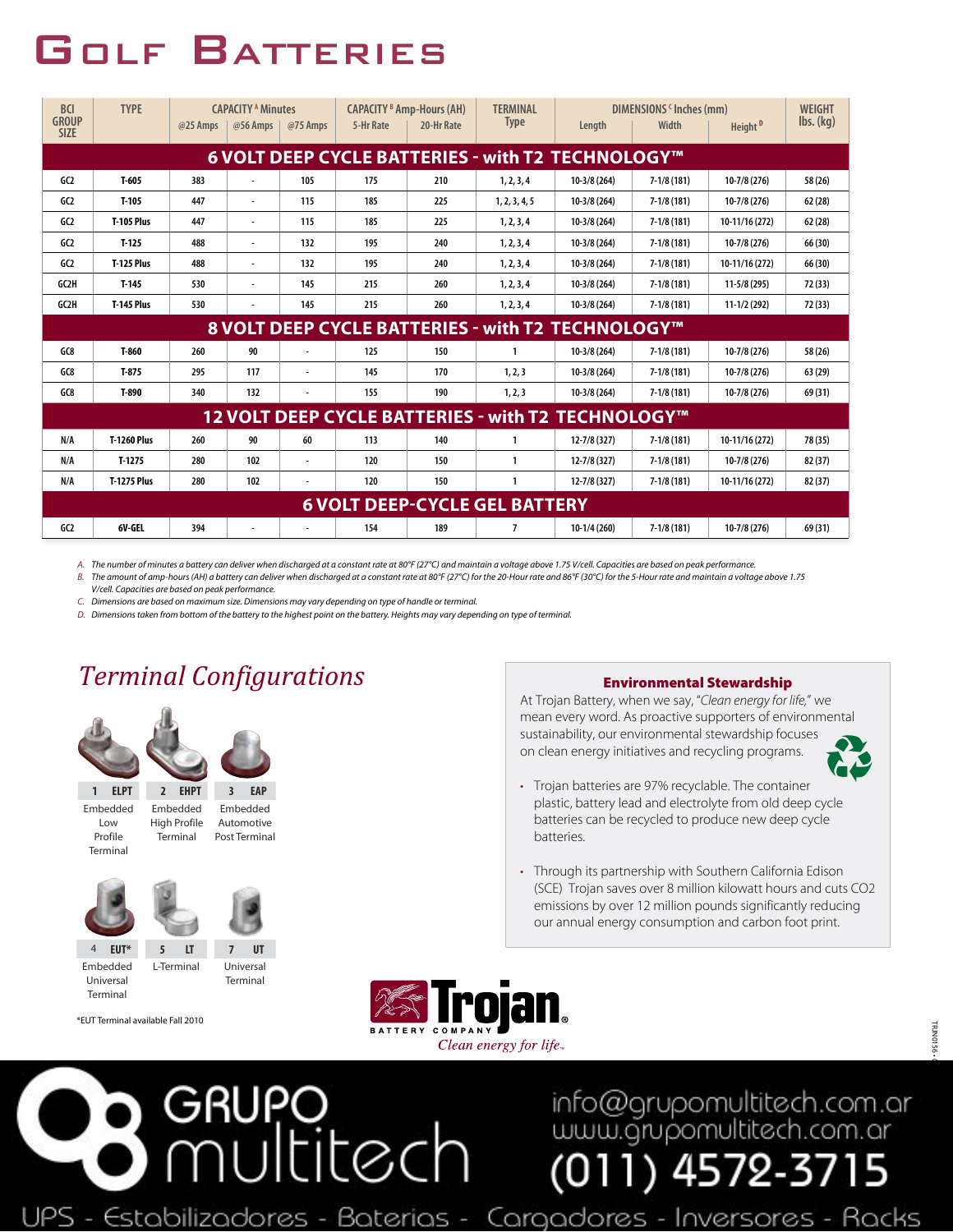# Golf Batteries

| BCI GROUP SIZE | TYPE | CAPACITY [A] Minutes | | | CAPACITY [B] Amp-Hours (AH) | | TERMINAL Type | DIMENSIONS [C] Inches (mm) | | | WEIGHT lbs. (kg) |
|---|---|---|---|---|---|---|---|---|---|---|---|
| | | @25 Amps | @56 Amps | @75 Amps | 5-Hr Rate | 20-Hr Rate | | Length | Width | Height [D] | |
| **6 VOLT DEEP CYCLE BATTERIES - with T2 TECHNOLOGY™** | | | | | | | | | | | |
| GC2 | T-605 | 383 | - | 105 | 175 | 210 | 1, 2, 3, 4 | 10-3/8 (264) | 7-1/8 (181) | 10-7/8 (276) | 58 (26) |
| GC2 | T-105 | 447 | - | 115 | 185 | 225 | 1, 2, 3, 4, 5 | 10-3/8 (264) | 7-1/8 (181) | 10-7/8 (276) | 62 (28) |
| GC2 | T-105 Plus | 447 | - | 115 | 185 | 225 | 1, 2, 3, 4 | 10-3/8 (264) | 7-1/8 (181) | 10-11/16 (272) | 62 (28) |
| GC2 | T-125 | 488 | - | 132 | 195 | 240 | 1, 2, 3, 4 | 10-3/8 (264) | 7-1/8 (181) | 10-7/8 (276) | 66 (30) |
| GC2 | T-125 Plus | 488 | - | 132 | 195 | 240 | 1, 2, 3, 4 | 10-3/8 (264) | 7-1/8 (181) | 10-11/16 (272) | 66 (30) |
| GC2H | T-145 | 530 | - | 145 | 215 | 260 | 1, 2, 3, 4 | 10-3/8 (264) | 7-1/8 (181) | 11-5/8 (295) | 72 (33) |
| GC2H | T-145 Plus | 530 | - | 145 | 215 | 260 | 1, 2, 3, 4 | 10-3/8 (264) | 7-1/8 (181) | 11-1/2 (292) | 72 (33) |
| **8 VOLT DEEP CYCLE BATTERIES - with T2 TECHNOLOGY™** | | | | | | | | | | | |
| GC8 | T-860 | 260 | 90 | - | 125 | 150 | 1 | 10-3/8 (264) | 7-1/8 (181) | 10-7/8 (276) | 58 (26) |
| GC8 | T-875 | 295 | 117 | - | 145 | 170 | 1, 2, 3 | 10-3/8 (264) | 7-1/8 (181) | 10-7/8 (276) | 63 (29) |
| GC8 | T-890 | 340 | 132 | - | 155 | 190 | 1, 2, 3 | 10-3/8 (264) | 7-1/8 (181) | 10-7/8 (276) | 69 (31) |
| **12 VOLT DEEP CYCLE BATTERIES - with T2 TECHNOLOGY™** | | | | | | | | | | | |
| N/A | T-1260 Plus | 260 | 90 | 60 | 113 | 140 | 1 | 12-7/8 (327) | 7-1/8 (181) | 10-11/16 (272) | 78 (35) |
| N/A | T-1275 | 280 | 102 | - | 120 | 150 | 1 | 12-7/8 (327) | 7-1/8 (181) | 10-7/8 (276) | 82 (37) |
| N/A | T-1275 Plus | 280 | 102 | - | 120 | 150 | 1 | 12-7/8 (327) | 7-1/8 (181) | 10-11/16 (272) | 82 (37) |
| **6 VOLT DEEP-CYCLE GEL BATTERY** | | | | | | | | | | | |
| GC2 | 6V-GEL | 394 | - | - | 154 | 189 | 7 | 10-1/4 (260) | 7-1/8 (181) | 10-7/8 (276) | 69 (31) |

*A. The number of minutes a battery can deliver when discharged at a constant rate at 80°F (27°C) and maintain a voltage above 1.75 V/cell. Capacities are based on peak performance.*

*B. The amount of amp-hours (AH) a battery can deliver when discharged at a constant rate at 80°F (27°C) for the 20-Hour rate and 86°F (30°C) for the 5-Hour rate and maintain a voltage above 1.75 V/cell. Capacities are based on peak performance.*

*C. Dimensions are based on maximum size. Dimensions may vary depending on type of handle or terminal.*

*D. Dimensions taken from bottom of the battery to the highest point on the battery. Heights may vary depending on type of terminal.*

## *Terminal Configurations*

1 ELPT – Embedded Low Profile Terminal

2 EHPT – Embedded High Profile Terminal

3 EAP – Embedded Automotive Post Terminal

4 EUT* – Embedded Universal Terminal

5 LT – L-Terminal

7 UT – Universal Terminal

*EUT Terminal available Fall 2010

### Environmental Stewardship

At Trojan Battery, when we say, "*Clean energy for life,*" we mean every word. As proactive supporters of environmental sustainability, our environmental stewardship focuses on clean energy initiatives and recycling programs.

- Trojan batteries are 97% recyclable. The container plastic, battery lead and electrolyte from old deep cycle batteries can be recycled to produce new deep cycle batteries.
- Through its partnership with Southern California Edison (SCE) Trojan saves over 8 million kilowatt hours and cuts $CO_2$ emissions by over 12 million pounds significantly reducing our annual energy consumption and carbon foot print.

Trojan BATTERY COMPANY *Clean energy for life.*

GRUPO multitech

info@grupomultitech.com.ar
www.grupomultitech.com.ar
(011) 4572-3715

UPS - Estabilizadores - Baterías - Cargadores - Inversores - Racks